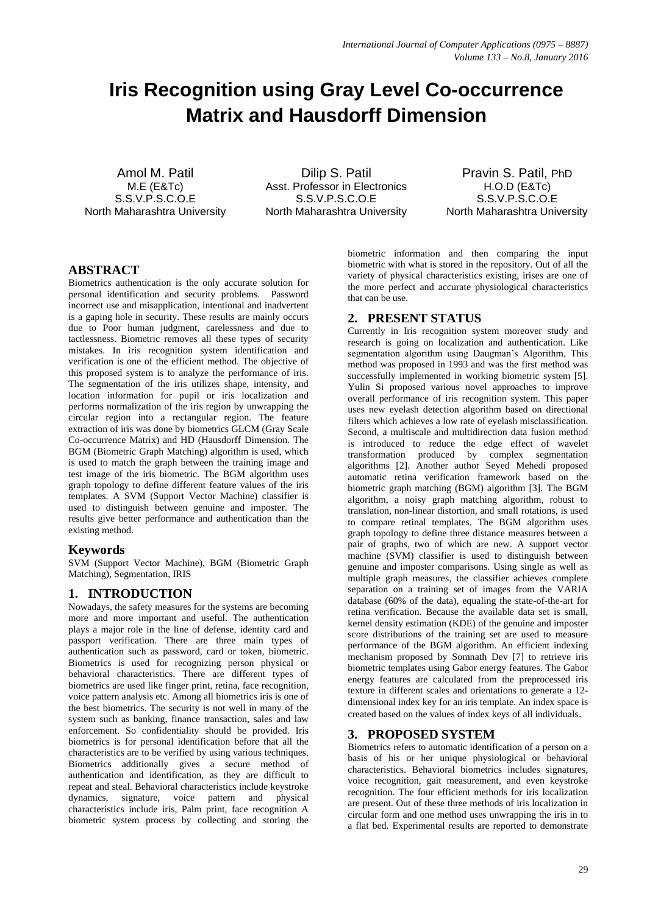# Iris Recognition using Gray Level Co-occurrence Matrix and Hausdorff Dimension

Amol M. Patil
M.E (E&Tc)
S.S.V.P.S.C.O.E
North Maharashtra University

Dilip S. Patil
Asst. Professor in Electronics
S.S.V.P.S.C.O.E
North Maharashtra University

Pravin S. Patil, PhD
H.O.D (E&Tc)
S.S.V.P.S.C.O.E
North Maharashtra University

## ABSTRACT

Biometrics authentication is the only accurate solution for personal identification and security problems. Password incorrect use and misapplication, intentional and inadvertent is a gaping hole in security. These results are mainly occurs due to Poor human judgment, carelessness and due to tactlessness. Biometric removes all these types of security mistakes. In iris recognition system identification and verification is one of the efficient method. The objective of this proposed system is to analyze the performance of iris. The segmentation of the iris utilizes shape, intensity, and location information for pupil or iris localization and performs normalization of the iris region by unwrapping the circular region into a rectangular region. The feature extraction of iris was done by biometrics GLCM (Gray Scale Co-occurrence Matrix) and HD (Hausdorff Dimension. The BGM (Biometric Graph Matching) algorithm is used, which is used to match the graph between the training image and test image of the iris biometric. The BGM algorithm uses graph topology to define different feature values of the iris templates. A SVM (Support Vector Machine) classifier is used to distinguish between genuine and imposter. The results give better performance and authentication than the existing method.

### Keywords

SVM (Support Vector Machine), BGM (Biometric Graph Matching), Segmentation, IRIS

## 1. INTRODUCTION

Nowadays, the safety measures for the systems are becoming more and more important and useful. The authentication plays a major role in the line of defense, identity card and passport verification. There are three main types of authentication such as password, card or token, biometric. Biometrics is used for recognizing person physical or behavioral characteristics. There are different types of biometrics are used like finger print, retina, face recognition, voice pattern analysis etc. Among all biometrics iris is one of the best biometrics. The security is not well in many of the system such as banking, finance transaction, sales and law enforcement. So confidentiality should be provided. Iris biometrics is for personal identification before that all the characteristics are to be verified by using various techniques. Biometrics additionally gives a secure method of authentication and identification, as they are difficult to repeat and steal. Behavioral characteristics include keystroke dynamics, signature, voice pattern and physical characteristics include iris, Palm print, face recognition A biometric system process by collecting and storing the biometric information and then comparing the input biometric with what is stored in the repository. Out of all the variety of physical characteristics existing, irises are one of the more perfect and accurate physiological characteristics that can be use.

## 2. PRESENT STATUS

Currently in Iris recognition system moreover study and research is going on localization and authentication. Like segmentation algorithm using Daugman's Algorithm, This method was proposed in 1993 and was the first method was successfully implemented in working biometric system [5]. Yulin Si proposed various novel approaches to improve overall performance of iris recognition system. This paper uses new eyelash detection algorithm based on directional filters which achieves a low rate of eyelash misclassification. Second, a multiscale and multidirection data fusion method is introduced to reduce the edge effect of wavelet transformation produced by complex segmentation algorithms [2]. Another author Seyed Mehedi proposed automatic retina verification framework based on the biometric graph matching (BGM) algorithm [3]. The BGM algorithm, a noisy graph matching algorithm, robust to translation, non-linear distortion, and small rotations, is used to compare retinal templates. The BGM algorithm uses graph topology to define three distance measures between a pair of graphs, two of which are new. A support vector machine (SVM) classifier is used to distinguish between genuine and imposter comparisons. Using single as well as multiple graph measures, the classifier achieves complete separation on a training set of images from the VARIA database (60% of the data), equaling the state-of-the-art for retina verification. Because the available data set is small, kernel density estimation (KDE) of the genuine and imposter score distributions of the training set are used to measure performance of the BGM algorithm. An efficient indexing mechanism proposed by Somnath Dev [7] to retrieve iris biometric templates using Gabor energy features. The Gabor energy features are calculated from the preprocessed iris texture in different scales and orientations to generate a 12-dimensional index key for an iris template. An index space is created based on the values of index keys of all individuals.

## 3. PROPOSED SYSTEM

Biometrics refers to automatic identification of a person on a basis of his or her unique physiological or behavioral characteristics. Behavioral biometrics includes signatures, voice recognition, gait measurement, and even keystroke recognition. The four efficient methods for iris localization are present. Out of these three methods of iris localization in circular form and one method uses unwrapping the iris in to a flat bed. Experimental results are reported to demonstrate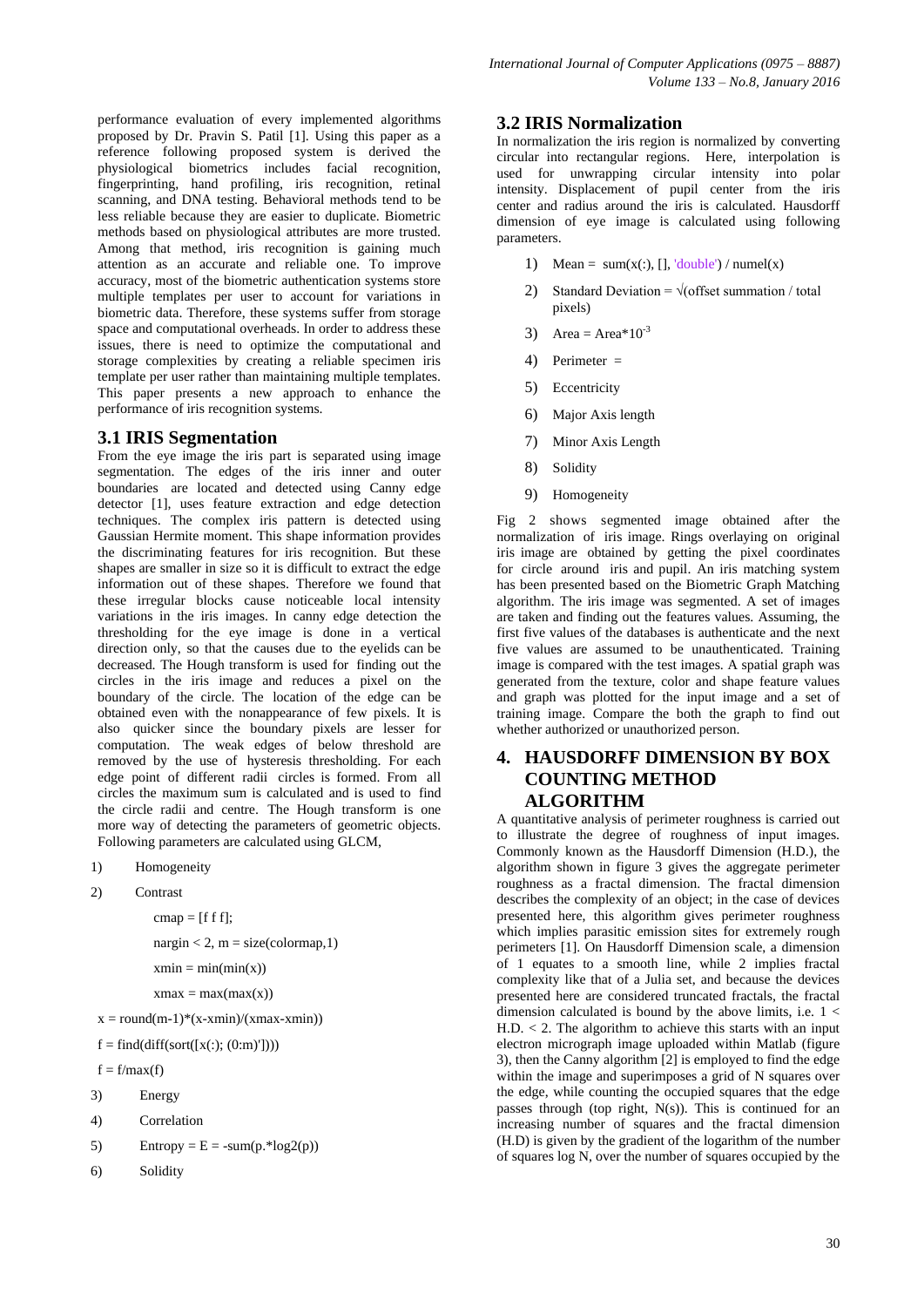performance evaluation of every implemented algorithms proposed by Dr. Pravin S. Patil [1]. Using this paper as a reference following proposed system is derived the physiological biometrics includes facial recognition, fingerprinting, hand profiling, iris recognition, retinal scanning, and DNA testing. Behavioral methods tend to be less reliable because they are easier to duplicate. Biometric methods based on physiological attributes are more trusted. Among that method, iris recognition is gaining much attention as an accurate and reliable one. To improve accuracy, most of the biometric authentication systems store multiple templates per user to account for variations in biometric data. Therefore, these systems suffer from storage space and computational overheads. In order to address these issues, there is need to optimize the computational and storage complexities by creating a reliable specimen iris template per user rather than maintaining multiple templates. This paper presents a new approach to enhance the performance of iris recognition systems.

### 3.1 IRIS Segmentation

From the eye image the iris part is separated using image segmentation. The edges of the iris inner and outer boundaries are located and detected using Canny edge detector [1], uses feature extraction and edge detection techniques. The complex iris pattern is detected using Gaussian Hermite moment. This shape information provides the discriminating features for iris recognition. But these shapes are smaller in size so it is difficult to extract the edge information out of these shapes. Therefore we found that these irregular blocks cause noticeable local intensity variations in the iris images. In canny edge detection the thresholding for the eye image is done in a vertical direction only, so that the causes due to the eyelids can be decreased. The Hough transform is used for finding out the circles in the iris image and reduces a pixel on the boundary of the circle. The location of the edge can be obtained even with the nonappearance of few pixels. It is also quicker since the boundary pixels are lesser for computation. The weak edges of below threshold are removed by the use of hysteresis thresholding. For each edge point of different radii circles is formed. From all circles the maximum sum is calculated and is used to find the circle radii and centre. The Hough transform is one more way of detecting the parameters of geometric objects. Following parameters are calculated using GLCM,

1) Homogeneity
2) Contrast

```
cmap = [f f f];
nargin < 2, m = size(colormap,1)
xmin = min(min(x))
xmax = max(max(x))
x = round(m-1)*(x-xmin)/(xmax-xmin))
f = find(diff(sort([x(:); (0:m)'])))
f = f/max(f)
```

3) Energy
4) Correlation
5) Entropy = E = -sum(p.*log2(p))
6) Solidity

### 3.2 IRIS Normalization

In normalization the iris region is normalized by converting circular into rectangular regions. Here, interpolation is used for unwrapping circular intensity into polar intensity. Displacement of pupil center from the iris center and radius around the iris is calculated. Hausdorff dimension of eye image is calculated using following parameters.

1) Mean = sum(x(:), [], 'double') / numel(x)
2) Standard Deviation = √(offset summation / total pixels)
3) Area = Area*$10^{-3}$
4) Perimeter =
5) Eccentricity
6) Major Axis length
7) Minor Axis Length
8) Solidity
9) Homogeneity

Fig 2 shows segmented image obtained after the normalization of iris image. Rings overlaying on original iris image are obtained by getting the pixel coordinates for circle around iris and pupil. An iris matching system has been presented based on the Biometric Graph Matching algorithm. The iris image was segmented. A set of images are taken and finding out the features values. Assuming, the first five values of the databases is authenticate and the next five values are assumed to be unauthenticated. Training image is compared with the test images. A spatial graph was generated from the texture, color and shape feature values and graph was plotted for the input image and a set of training image. Compare the both the graph to find out whether authorized or unauthorized person.

## 4. HAUSDORFF DIMENSION BY BOX COUNTING METHOD ALGORITHM

A quantitative analysis of perimeter roughness is carried out to illustrate the degree of roughness of input images. Commonly known as the Hausdorff Dimension (H.D.), the algorithm shown in figure 3 gives the aggregate perimeter roughness as a fractal dimension. The fractal dimension describes the complexity of an object; in the case of devices presented here, this algorithm gives perimeter roughness which implies parasitic emission sites for extremely rough perimeters [1]. On Hausdorff Dimension scale, a dimension of 1 equates to a smooth line, while 2 implies fractal complexity like that of a Julia set, and because the devices presented here are considered truncated fractals, the fractal dimension calculated is bound by the above limits, i.e. $1 <$ H.D. $< 2$. The algorithm to achieve this starts with an input electron micrograph image uploaded within Matlab (figure 3), then the Canny algorithm [2] is employed to find the edge within the image and superimposes a grid of N squares over the edge, while counting the occupied squares that the edge passes through (top right, N(s)). This is continued for an increasing number of squares and the fractal dimension (H.D) is given by the gradient of the logarithm of the number of squares log N, over the number of squares occupied by the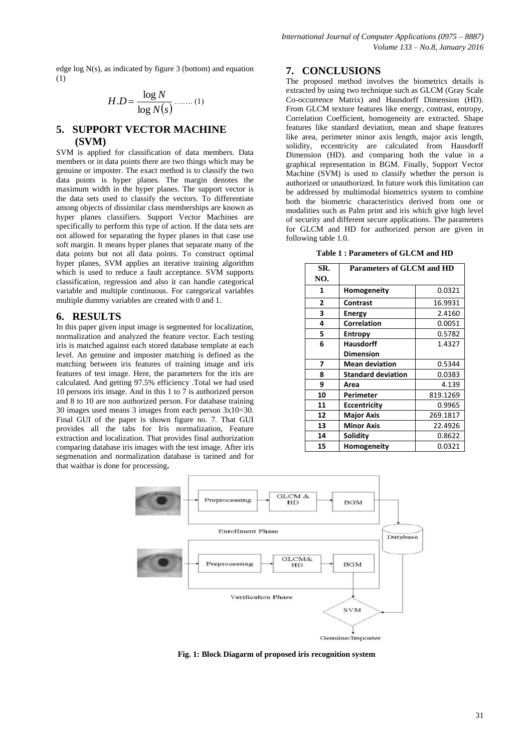edge log N(s), as indicated by figure 3 (bottom) and equation (1)

$$H.D = \frac{\log N}{\log N(s)} \quad \text{....... (1)}$$

## 5. SUPPORT VECTOR MACHINE (SVM)

SVM is applied for classification of data members. Data members or in data points there are two things which may be genuine or imposter. The exact method is to classify the two data points is hyper planes. The margin denotes the maximum width in the hyper planes. The support vector is the data sets used to classify the vectors. To differentiate among objects of dissimilar class memberships are known as hyper planes classifiers. Support Vector Machines are specifically to perform this type of action. If the data sets are not allowed for separating the hyper planes in that case use soft margin. It means hyper planes that separate many of the data points but not all data points. To construct optimal hyper planes, SVM applies an iterative training algorithm which is used to reduce a fault acceptance. SVM supports classification, regression and also it can handle categorical variable and multiple continuous. For categorical variables multiple dummy variables are created with 0 and 1.

## 6. RESULTS

In this paper given input image is segmented for localization, normalization and analyzed the feature vector. Each testing iris is matched against each stored database template at each level. An genuine and imposter matching is defined as the matching between iris features of training image and iris features of test image. Here, the parameters for the iris are calculated. And getting 97.5% efficiency .Total we had used 10 persons iris image. And in this 1 to 7 is authorized person and 8 to 10 are non authorized person. For database training 30 images used means 3 images from each person 3x10=30. Final GUI of the paper is shown figure no. 7. That GUI provides all the tabs for Iris normalization, Feature extraction and localization. That provides final authorization comparing database iris images with the test image. After iris segmenation and normalization database is tarined and for that waitbar is done for processing**.**

## 7. CONCLUSIONS

The proposed method involves the biometrics details is extracted by using two technique such as GLCM (Gray Scale Co-occurrence Matrix) and Hausdorff Dimension (HD). From GLCM texture features like energy, contrast, entropy, Correlation Coefficient, homogeneity are extracted. Shape features like standard deviation, mean and shape features like area, perimeter minor axis length, major axis length, solidity, eccentricity are calculated from Hausdorff Dimension (HD). and comparing both the value in a graphical representation in BGM. Finally, Support Vector Machine (SVM) is used to classify whether the person is authorized or unauthorized. In future work this limitation can be addressed by multimodal biometrics system to combine both the biometric characteristics derived from one or modalities such as Palm print and iris which give high level of security and different secure applications. The parameters for GLCM and HD for authorized person are given in following table 1.0.

**Table 1 : Parameters of GLCM and HD**

| SR. NO. | Parameters of GLCM and HD | |
|---|---|---|
| 1 | **Homogeneity** | 0.0321 |
| 2 | **Contrast** | 16.9931 |
| 3 | **Energy** | 2.4160 |
| 4 | **Correlation** | 0.0051 |
| 5 | **Entropy** | 0.5782 |
| 6 | **Hausdorff Dimension** | 1.4327 |
| 7 | **Mean deviation** | 0.5344 |
| 8 | **Standard deviation** | 0.0383 |
| 9 | **Area** | 4.139 |
| 10 | **Perimeter** | 819.1269 |
| 11 | **Eccentricity** | 0.9965 |
| 12 | **Major Axis** | 269.1817 |
| 13 | **Minor Axis** | 22.4926 |
| 14 | **Solidity** | 0.8622 |
| 15 | **Homogeneity** | 0.0321 |

**Fig. 1: Block Diagarm of proposed iris recognition system**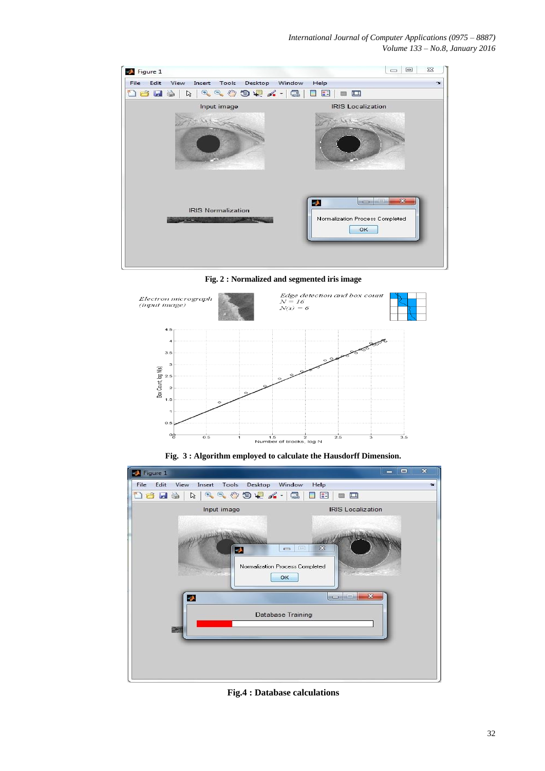Fig. 2 : Normalized and segmented iris image

Fig. 3 : Algorithm employed to calculate the Hausdorff Dimension.

Fig.4 : Database calculations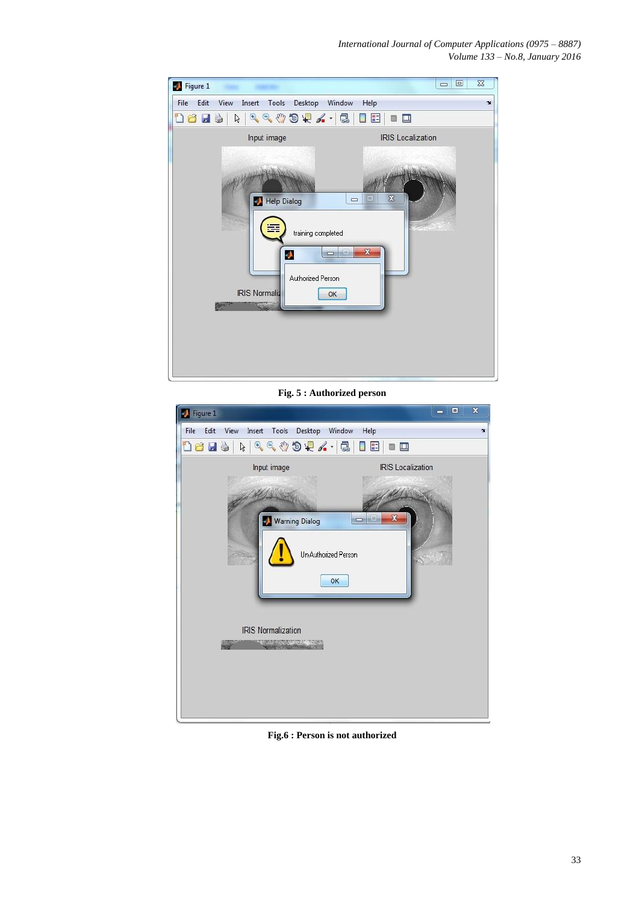**Fig. 5 : Authorized person**

**Fig.6 : Person is not authorized**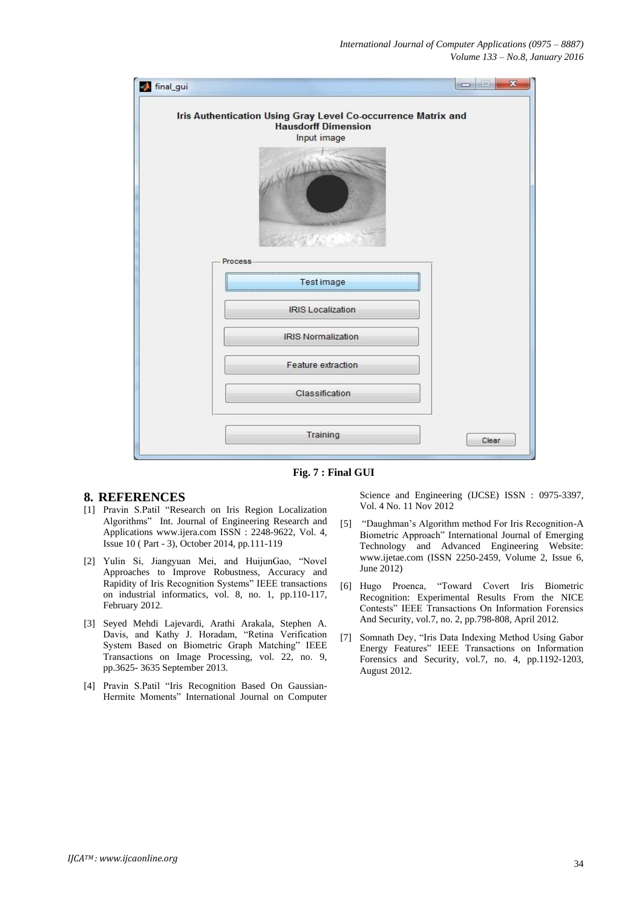Fig. 7 : Final GUI

## 8. REFERENCES

[1] Pravin S.Patil "Research on Iris Region Localization Algorithms" Int. Journal of Engineering Research and Applications www.ijera.com ISSN : 2248-9622, Vol. 4, Issue 10 ( Part - 3), October 2014, pp.111-119

[2] Yulin Si, Jiangyuan Mei, and HuijunGao, "Novel Approaches to Improve Robustness, Accuracy and Rapidity of Iris Recognition Systems" IEEE transactions on industrial informatics, vol. 8, no. 1, pp.110-117, February 2012.

[3] Seyed Mehdi Lajevardi, Arathi Arakala, Stephen A. Davis, and Kathy J. Horadam, "Retina Verification System Based on Biometric Graph Matching" IEEE Transactions on Image Processing, vol. 22, no. 9, pp.3625- 3635 September 2013.

[4] Pravin S.Patil "Iris Recognition Based On Gaussian-Hermite Moments" International Journal on Computer Science and Engineering (IJCSE) ISSN : 0975-3397, Vol. 4 No. 11 Nov 2012

[5] "Daughman's Algorithm method For Iris Recognition-A Biometric Approach" International Journal of Emerging Technology and Advanced Engineering Website: www.ijetae.com (ISSN 2250-2459, Volume 2, Issue 6, June 2012)

[6] Hugo Proenca, "Toward Covert Iris Biometric Recognition: Experimental Results From the NICE Contests" IEEE Transactions On Information Forensics And Security, vol.7, no. 2, pp.798-808, April 2012.

[7] Somnath Dey, "Iris Data Indexing Method Using Gabor Energy Features" IEEE Transactions on Information Forensics and Security, vol.7, no. 4, pp.1192-1203, August 2012.